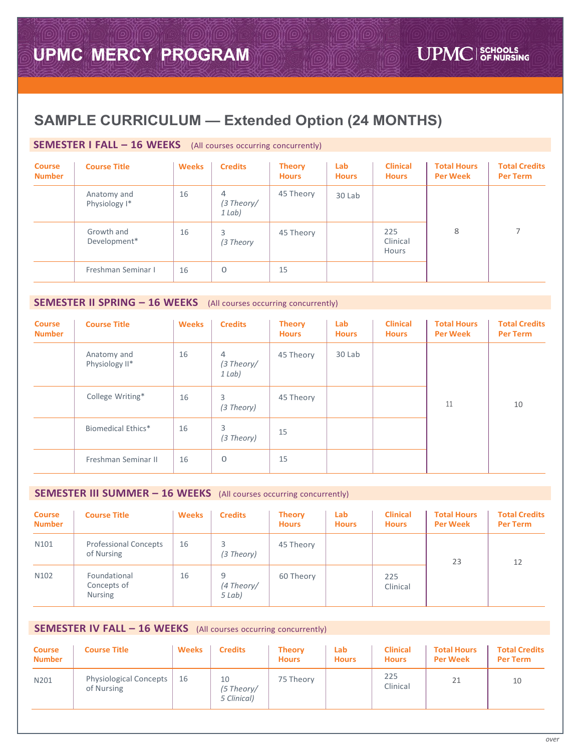# UPMC MERCY PROGRAM

UPMC SCHOOLS OF NURSING

## SAMPLE CURRICULUM — Extended Option (24 MONTHS)

### SEMESTER I FALL – 16 WEEKS (All courses occurring concurrently)

| Course Number | Course Title | Weeks | Credits | Theory Hours | Lab Hours | Clinical Hours | Total Hours Per Week | Total Credits Per Term |
|---|---|---|---|---|---|---|---|---|
| | Anatomy and Physiology I* | 16 | 4 *(3 Theory/ 1 Lab)* | 45 Theory | 30 Lab | | 8 | 7 |
| | Growth and Development* | 16 | 3 *(3 Theory* | 45 Theory | | 225 Clinical Hours | | |
| | Freshman Seminar I | 16 | 0 | 15 | | | | |

### SEMESTER II SPRING – 16 WEEKS (All courses occurring concurrently)

| Course Number | Course Title | Weeks | Credits | Theory Hours | Lab Hours | Clinical Hours | Total Hours Per Week | Total Credits Per Term |
|---|---|---|---|---|---|---|---|---|
| | Anatomy and Physiology II* | 16 | 4 *(3 Theory/ 1 Lab)* | 45 Theory | 30 Lab | | 11 | 10 |
| | College Writing* | 16 | 3 *(3 Theory)* | 45 Theory | | | | |
| | Biomedical Ethics* | 16 | 3 *(3 Theory)* | 15 | | | | |
| | Freshman Seminar II | 16 | 0 | 15 | | | | |

### SEMESTER III SUMMER – 16 WEEKS (All courses occurring concurrently)

| Course Number | Course Title | Weeks | Credits | Theory Hours | Lab Hours | Clinical Hours | Total Hours Per Week | Total Credits Per Term |
|---|---|---|---|---|---|---|---|---|
| N101 | Professional Concepts of Nursing | 16 | 3 *(3 Theory)* | 45 Theory | | | 23 | 12 |
| N102 | Foundational Concepts of Nursing | 16 | 9 *(4 Theory/ 5 Lab)* | 60 Theory | | 225 Clinical | | |

### SEMESTER IV FALL – 16 WEEKS (All courses occurring concurrently)

| Course Number | Course Title | Weeks | Credits | Theory Hours | Lab Hours | Clinical Hours | Total Hours Per Week | Total Credits Per Term |
|---|---|---|---|---|---|---|---|---|
| N201 | Physiological Concepts of Nursing | 16 | 10 *(5 Theory/ 5 Clinical)* | 75 Theory | | 225 Clinical | 21 | 10 |

*over*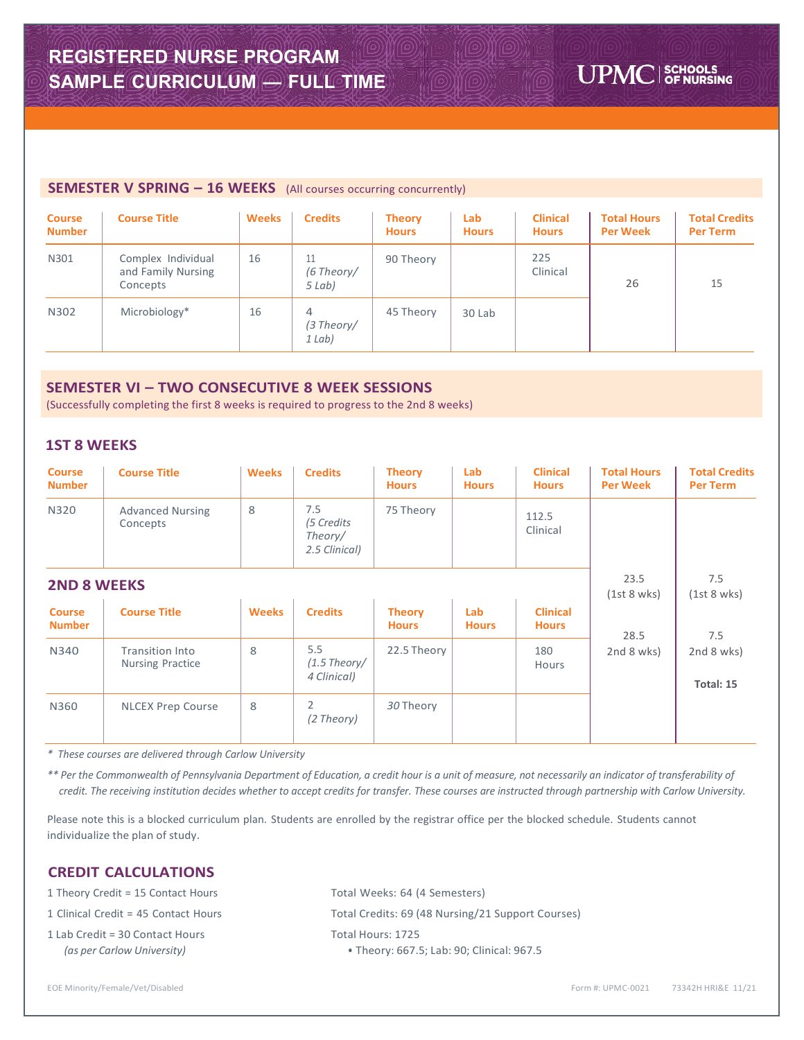# REGISTERED NURSE PROGRAM SAMPLE CURRICULUM — FULL TIME

UPMC SCHOOLS OF NURSING

## SEMESTER V SPRING – 16 WEEKS (All courses occurring concurrently)

| Course Number | Course Title | Weeks | Credits | Theory Hours | Lab Hours | Clinical Hours | Total Hours Per Week | Total Credits Per Term |
|---|---|---|---|---|---|---|---|---|
| N301 | Complex Individual and Family Nursing Concepts | 16 | 11 *(6 Theory/ 5 Lab)* | 90 Theory | | 225 Clinical | 26 | 15 |
| N302 | Microbiology* | 16 | 4 *(3 Theory/ 1 Lab)* | 45 Theory | 30 Lab | | | |

## SEMESTER VI – TWO CONSECUTIVE 8 WEEK SESSIONS

(Successfully completing the first 8 weeks is required to progress to the 2nd 8 weeks)

### 1ST 8 WEEKS

| Course Number | Course Title | Weeks | Credits | Theory Hours | Lab Hours | Clinical Hours | Total Hours Per Week | Total Credits Per Term |
|---|---|---|---|---|---|---|---|---|
| N320 | Advanced Nursing Concepts | 8 | 7.5 *(5 Credits Theory/ 2.5 Clinical)* | 75 Theory | | 112.5 Clinical | 23.5 (1st 8 wks) | 7.5 (1st 8 wks) |

### 2ND 8 WEEKS

| Course Number | Course Title | Weeks | Credits | Theory Hours | Lab Hours | Clinical Hours | Total Hours Per Week | Total Credits Per Term |
|---|---|---|---|---|---|---|---|---|
| N340 | Transition Into Nursing Practice | 8 | 5.5 *(1.5 Theory/ 4 Clinical)* | 22.5 Theory | | 180 Hours | 28.5 2nd 8 wks) | 7.5 2nd 8 wks) **Total: 15** |
| N360 | NLCEX Prep Course | 8 | 2 *(2 Theory)* | *30* Theory | | | | |

*\* These courses are delivered through Carlow University*

*\*\* Per the Commonwealth of Pennsylvania Department of Education, a credit hour is a unit of measure, not necessarily an indicator of transferability of credit. The receiving institution decides whether to accept credits for transfer. These courses are instructed through partnership with Carlow University.*

Please note this is a blocked curriculum plan. Students are enrolled by the registrar office per the blocked schedule. Students cannot individualize the plan of study.

## CREDIT CALCULATIONS

1 Theory Credit = 15 Contact Hours

1 Clinical Credit = 45 Contact Hours

1 Lab Credit = 30 Contact Hours
*(as per Carlow University)*

Total Weeks: 64 (4 Semesters)

Total Credits: 69 (48 Nursing/21 Support Courses)

Total Hours: 1725

- Theory: 667.5; Lab: 90; Clinical: 967.5

EOE Minority/Female/Vet/Disabled

Form #: UPMC-0021 73342H HRI&E 11/21